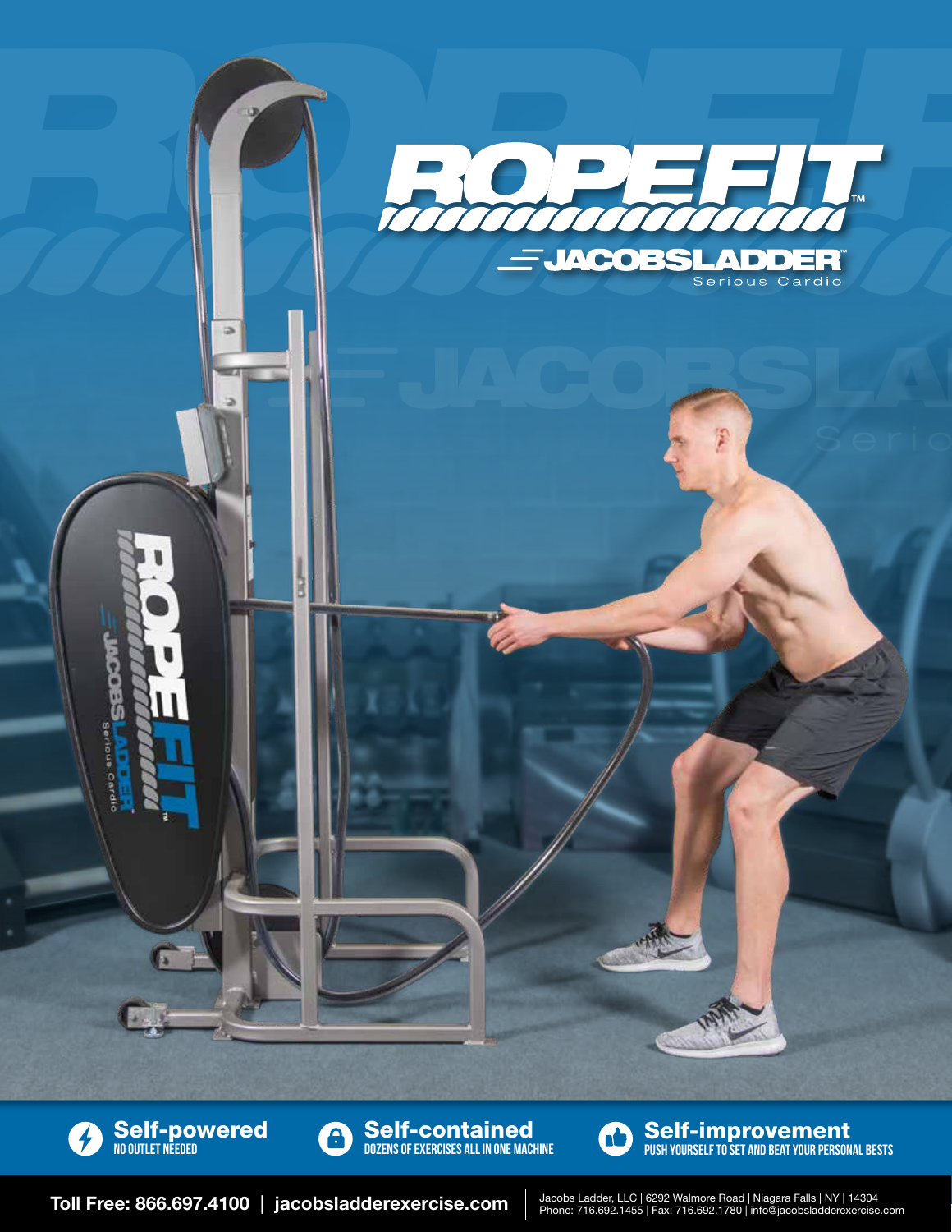# ROPEFIT™

JACOBSLADDER™
Serious Cardio

**Self-powered**
NO OUTLET NEEDED

**Self-contained**
DOZENS OF EXERCISES ALL IN ONE MACHINE

**Self-improvement**
PUSH YOURSELF TO SET AND BEAT YOUR PERSONAL BESTS

**Toll Free: 866.697.4100** | **jacobsladderexercise.com**

Jacobs Ladder, LLC | 6292 Walmore Road | Niagara Falls | NY | 14304
Phone: 716.692.1455 | Fax: 716.692.1780 | info@jacobsladderexercise.com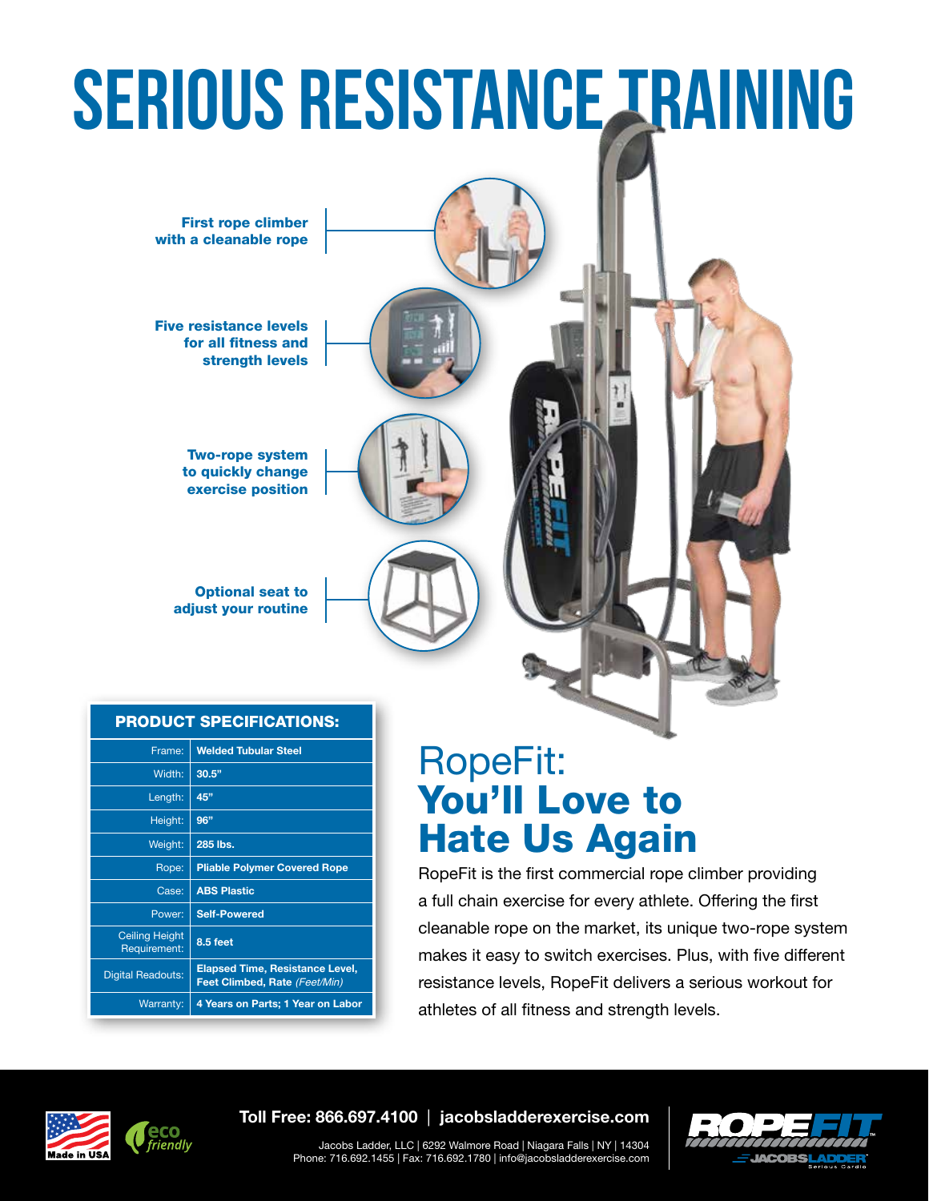# SERIOUS RESISTANCE TRAINING

**First rope climber with a cleanable rope**

**Five resistance levels for all fitness and strength levels**

**Two-rope system to quickly change exercise position**

**Optional seat to adjust your routine**

## PRODUCT SPECIFICATIONS:

| | |
|---|---|
| Frame: | **Welded Tubular Steel** |
| Width: | **30.5"** |
| Length: | **45"** |
| Height: | **96"** |
| Weight: | **285 lbs.** |
| Rope: | **Pliable Polymer Covered Rope** |
| Case: | **ABS Plastic** |
| Power: | **Self-Powered** |
| Ceiling Height Requirement: | **8.5 feet** |
| Digital Readouts: | **Elapsed Time, Resistance Level, Feet Climbed, Rate** *(Feet/Min)* |
| Warranty: | **4 Years on Parts; 1 Year on Labor** |

## RopeFit: **You'll Love to Hate Us Again**

RopeFit is the first commercial rope climber providing a full chain exercise for every athlete. Offering the first cleanable rope on the market, its unique two-rope system makes it easy to switch exercises. Plus, with five different resistance levels, RopeFit delivers a serious workout for athletes of all fitness and strength levels.

Made in USA

eco friendly

**Toll Free: 866.697.4100 | jacobsladderexercise.com**

Jacobs Ladder, LLC | 6292 Walmore Road | Niagara Falls | NY | 14304
Phone: 716.692.1455 | Fax: 716.692.1780 | info@jacobsladderexercise.com

ROPEFIT™ JACOBSLADDER Serious Cardio